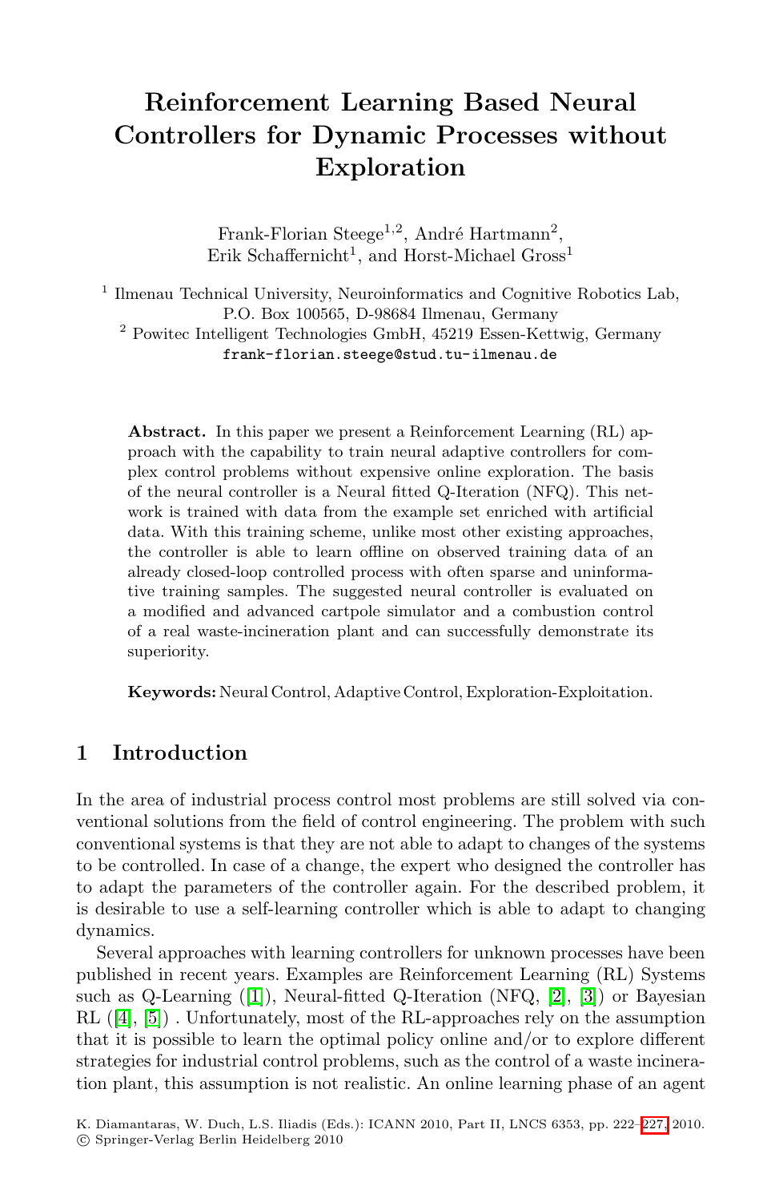# Reinforcement Learning Based Neural Controllers for Dynamic Processes without Exploration

Frank-Florian Steege[1,2], André Hartmann[2], Erik Schaffernicht[1], and Horst-Michael Gross[1]

[1] Ilmenau Technical University, Neuroinformatics and Cognitive Robotics Lab, P.O. Box 100565, D-98684 Ilmenau, Germany

[2] Powitec Intelligent Technologies GmbH, 45219 Essen-Kettwig, Germany

frank-florian.steege@stud.tu-ilmenau.de

**Abstract.** In this paper we present a Reinforcement Learning (RL) approach with the capability to train neural adaptive controllers for complex control problems without expensive online exploration. The basis of the neural controller is a Neural fitted Q-Iteration (NFQ). This network is trained with data from the example set enriched with artificial data. With this training scheme, unlike most other existing approaches, the controller is able to learn offline on observed training data of an already closed-loop controlled process with often sparse and uninformative training samples. The suggested neural controller is evaluated on a modified and advanced cartpole simulator and a combustion control of a real waste-incineration plant and can successfully demonstrate its superiority.

**Keywords:** Neural Control, Adaptive Control, Exploration-Exploitation.

## 1 Introduction

In the area of industrial process control most problems are still solved via conventional solutions from the field of control engineering. The problem with such conventional systems is that they are not able to adapt to changes of the systems to be controlled. In case of a change, the expert who designed the controller has to adapt the parameters of the controller again. For the described problem, it is desirable to use a self-learning controller which is able to adapt to changing dynamics.

Several approaches with learning controllers for unknown processes have been published in recent years. Examples are Reinforcement Learning (RL) Systems such as Q-Learning ([1]), Neural-fitted Q-Iteration (NFQ, [2], [3]) or Bayesian RL ([4], [5]) . Unfortunately, most of the RL-approaches rely on the assumption that it is possible to learn the optimal policy online and/or to explore different strategies for industrial control problems, such as the control of a waste incineration plant, this assumption is not realistic. An online learning phase of an agent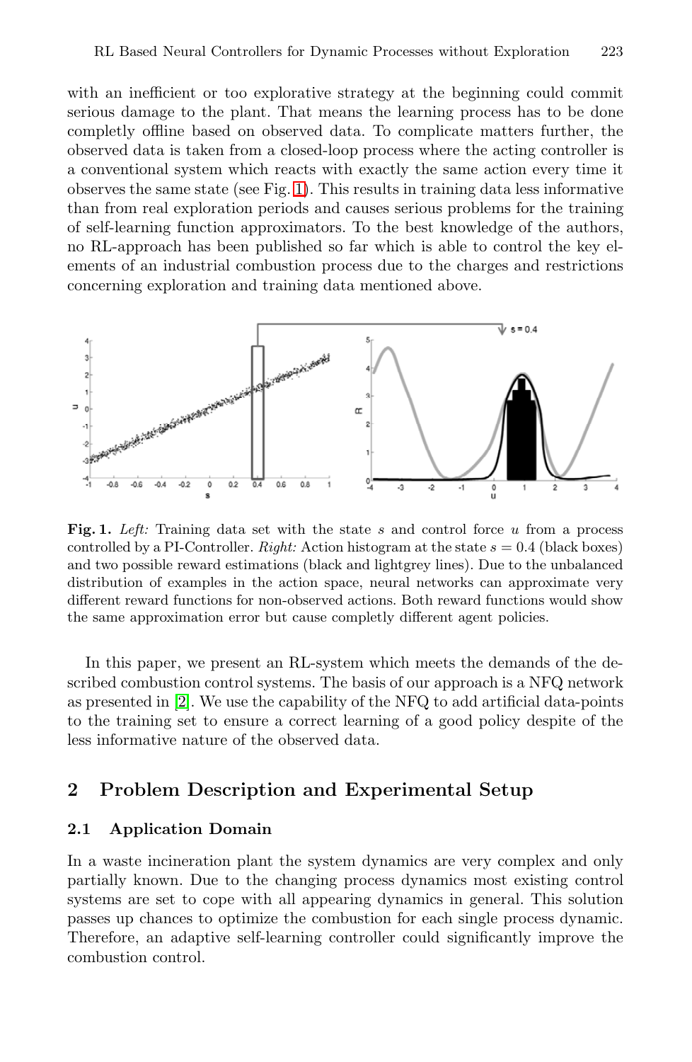with an inefficient or too explorative strategy at the beginning could commit serious damage to the plant. That means the learning process has to be done completly offline based on observed data. To complicate matters further, the observed data is taken from a closed-loop process where the acting controller is a conventional system which reacts with exactly the same action every time it observes the same state (see Fig. 1). This results in training data less informative than from real exploration periods and causes serious problems for the training of self-learning function approximators. To the best knowledge of the authors, no RL-approach has been published so far which is able to control the key elements of an industrial combustion process due to the charges and restrictions concerning exploration and training data mentioned above.

**Fig. 1.** *Left:* Training data set with the state $s$ and control force $u$ from a process controlled by a PI-Controller. *Right:* Action histogram at the state $s = 0.4$ (black boxes) and two possible reward estimations (black and lightgrey lines). Due to the unbalanced distribution of examples in the action space, neural networks can approximate very different reward functions for non-observed actions. Both reward functions would show the same approximation error but cause completly different agent policies.

In this paper, we present an RL-system which meets the demands of the described combustion control systems. The basis of our approach is a NFQ network as presented in [2]. We use the capability of the NFQ to add artificial data-points to the training set to ensure a correct learning of a good policy despite of the less informative nature of the observed data.

## 2 Problem Description and Experimental Setup

### 2.1 Application Domain

In a waste incineration plant the system dynamics are very complex and only partially known. Due to the changing process dynamics most existing control systems are set to cope with all appearing dynamics in general. This solution passes up chances to optimize the combustion for each single process dynamic. Therefore, an adaptive self-learning controller could significantly improve the combustion control.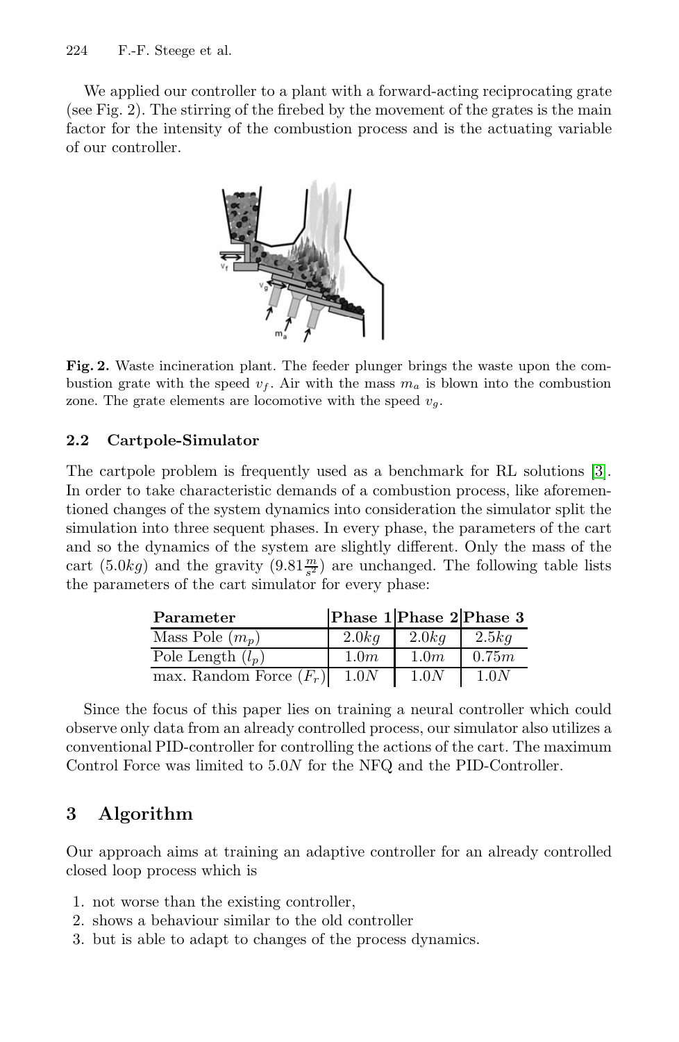We applied our controller to a plant with a forward-acting reciprocating grate (see Fig. 2). The stirring of the firebed by the movement of the grates is the main factor for the intensity of the combustion process and is the actuating variable of our controller.

**Fig. 2.** Waste incineration plant. The feeder plunger brings the waste upon the combustion grate with the speed $v_f$. Air with the mass $m_a$ is blown into the combustion zone. The grate elements are locomotive with the speed $v_g$.

### 2.2 Cartpole-Simulator

The cartpole problem is frequently used as a benchmark for RL solutions [3]. In order to take characteristic demands of a combustion process, like aforementioned changes of the system dynamics into consideration the simulator split the simulation into three sequent phases. In every phase, the parameters of the cart and so the dynamics of the system are slightly different. Only the mass of the cart ($5.0kg$) and the gravity ($9.81\frac{m}{s^2}$) are unchanged. The following table lists the parameters of the cart simulator for every phase:

| Parameter | Phase 1 | Phase 2 | Phase 3 |
|---|---|---|---|
| Mass Pole ($m_p$) | $2.0kg$ | $2.0kg$ | $2.5kg$ |
| Pole Length ($l_p$) | $1.0m$ | $1.0m$ | $0.75m$ |
| max. Random Force ($F_r$) | $1.0N$ | $1.0N$ | $1.0N$ |

Since the focus of this paper lies on training a neural controller which could observe only data from an already controlled process, our simulator also utilizes a conventional PID-controller for controlling the actions of the cart. The maximum Control Force was limited to $5.0N$ for the NFQ and the PID-Controller.

## 3 Algorithm

Our approach aims at training an adaptive controller for an already controlled closed loop process which is

1. not worse than the existing controller,
2. shows a behaviour similar to the old controller
3. but is able to adapt to changes of the process dynamics.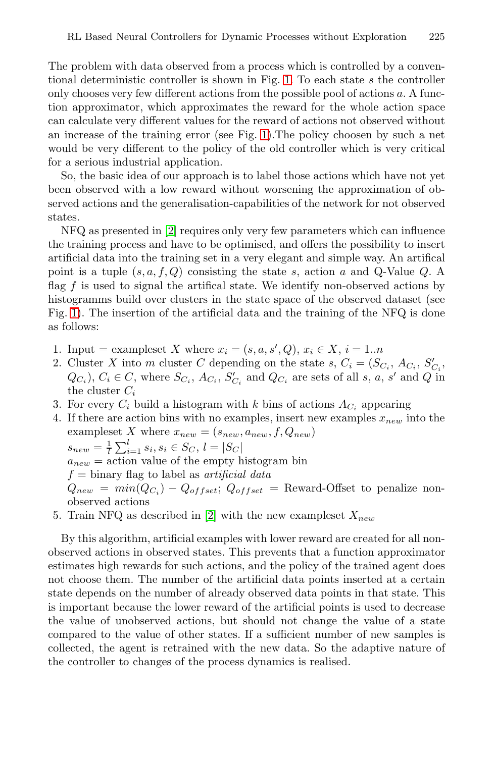The problem with data observed from a process which is controlled by a conventional deterministic controller is shown in Fig. 1. To each state $s$ the controller only chooses very few different actions from the possible pool of actions $a$. A function approximator, which approximates the reward for the whole action space can calculate very different values for the reward of actions not observed without an increase of the training error (see Fig. 1).The policy choosen by such a net would be very different to the policy of the old controller which is very critical for a serious industrial application.

So, the basic idea of our approach is to label those actions which have not yet been observed with a low reward without worsening the approximation of observed actions and the generalisation-capabilities of the network for not observed states.

NFQ as presented in [2] requires only very few parameters which can influence the training process and have to be optimised, and offers the possibility to insert artificial data into the training set in a very elegant and simple way. An artifical point is a tuple $(s, a, f, Q)$ consisting the state $s$, action $a$ and Q-Value $Q$. A flag $f$ is used to signal the artifical state. We identify non-observed actions by histogramms build over clusters in the state space of the observed dataset (see Fig. 1). The insertion of the artificial data and the training of the NFQ is done as follows:

1. Input = exampleset $X$ where $x_i = (s, a, s', Q)$, $x_i \in X$, $i = 1..n$
2. Cluster $X$ into $m$ cluster $C$ depending on the state $s$, $C_i = (S_{C_i}, A_{C_i}, S'_{C_i}, Q_{C_i})$, $C_i \in C$, where $S_{C_i}$, $A_{C_i}$, $S'_{C_i}$ and $Q_{C_i}$ are sets of all $s$, $a$, $s'$ and $Q$ in the cluster $C_i$
3. For every $C_i$ build a histogram with $k$ bins of actions $A_{C_i}$ appearing
4. If there are action bins with no examples, insert new examples $x_{new}$ into the exampleset $X$ where $x_{new} = (s_{new}, a_{new}, f, Q_{new})$
   $s_{new} = \frac{1}{l}\sum_{i=1}^{l} s_i, s_i \in S_C$, $l = |S_C|$
   $a_{new}$ = action value of the empty histogram bin
   $f$ = binary flag to label as *artificial data*
   $Q_{new} = min(Q_{C_i}) - Q_{offset}$; $Q_{offset}$ = Reward-Offset to penalize non-observed actions
5. Train NFQ as described in [2] with the new exampleset $X_{new}$

By this algorithm, artificial examples with lower reward are created for all non-observed actions in observed states. This prevents that a function approximator estimates high rewards for such actions, and the policy of the trained agent does not choose them. The number of the artificial data points inserted at a certain state depends on the number of already observed data points in that state. This is important because the lower reward of the artificial points is used to decrease the value of unobserved actions, but should not change the value of a state compared to the value of other states. If a sufficient number of new samples is collected, the agent is retrained with the new data. So the adaptive nature of the controller to changes of the process dynamics is realised.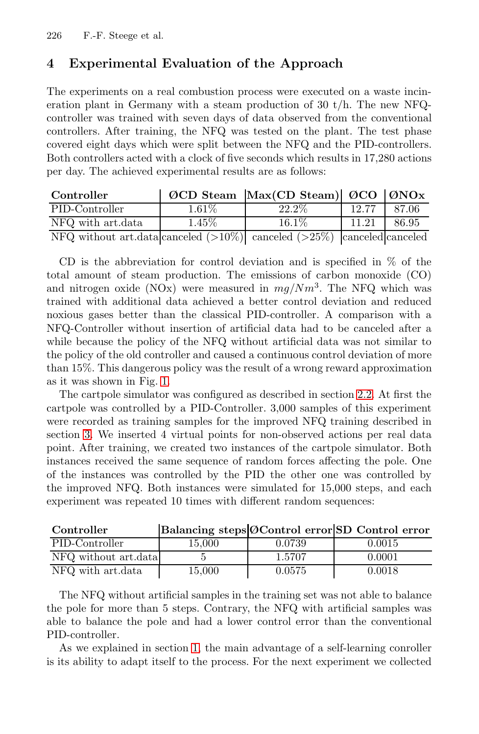## 4 Experimental Evaluation of the Approach

The experiments on a real combustion process were executed on a waste incineration plant in Germany with a steam production of 30 t/h. The new NFQ-controller was trained with seven days of data observed from the conventional controllers. After training, the NFQ was tested on the plant. The test phase covered eight days which were split between the NFQ and the PID-controllers. Both controllers acted with a clock of five seconds which results in 17,280 actions per day. The achieved experimental results are as follows:

| **Controller** | **ØCD Steam** | **Max(CD Steam)** | **ØCO** | **ØNOx** |
|---|---|---|---|---|
| PID-Controller | 1.61% | 22.2% | 12.77 | 87.06 |
| NFQ with art.data | 1.45% | 16.1% | 11.21 | 86.95 |
| NFQ without art.data | canceled (>10%) | canceled (>25%) | canceled | canceled |

CD is the abbreviation for control deviation and is specified in % of the total amount of steam production. The emissions of carbon monoxide (CO) and nitrogen oxide (NOx) were measured in $mg/Nm^3$. The NFQ which was trained with additional data achieved a better control deviation and reduced noxious gases better than the classical PID-controller. A comparison with a NFQ-Controller without insertion of artificial data had to be canceled after a while because the policy of the NFQ without artificial data was not similar to the policy of the old controller and caused a continuous control deviation of more than 15%. This dangerous policy was the result of a wrong reward approximation as it was shown in Fig. 1.

The cartpole simulator was configured as described in section 2.2. At first the cartpole was controlled by a PID-Controller. 3,000 samples of this experiment were recorded as training samples for the improved NFQ training described in section 3. We inserted 4 virtual points for non-observed actions per real data point. After training, we created two instances of the cartpole simulator. Both instances received the same sequence of random forces affecting the pole. One of the instances was controlled by the PID the other one was controlled by the improved NFQ. Both instances were simulated for 15,000 steps, and each experiment was repeated 10 times with different random sequences:

| **Controller** | **Balancing steps** | **ØControl error** | **SD Control error** |
|---|---|---|---|
| PID-Controller | 15,000 | 0.0739 | 0.0015 |
| NFQ without art.data | 5 | 1.5707 | 0.0001 |
| NFQ with art.data | 15,000 | 0.0575 | 0.0018 |

The NFQ without artificial samples in the training set was not able to balance the pole for more than 5 steps. Contrary, the NFQ with artificial samples was able to balance the pole and had a lower control error than the conventional PID-controller.

As we explained in section 1, the main advantage of a self-learning conroller is its ability to adapt itself to the process. For the next experiment we collected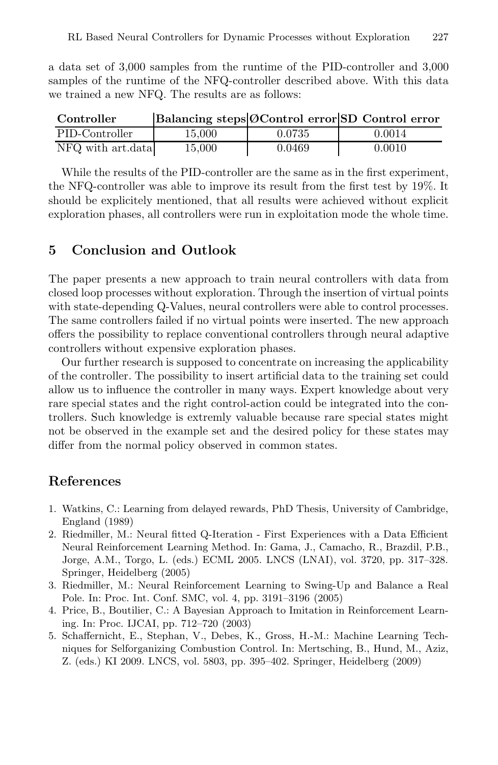a data set of 3,000 samples from the runtime of the PID-controller and 3,000 samples of the runtime of the NFQ-controller described above. With this data we trained a new NFQ. The results are as follows:

| Controller | Balancing steps | ØControl error | SD Control error |
|---|---|---|---|
| PID-Controller | 15,000 | 0.0735 | 0.0014 |
| NFQ with art.data | 15,000 | 0.0469 | 0.0010 |

While the results of the PID-controller are the same as in the first experiment, the NFQ-controller was able to improve its result from the first test by 19%. It should be explicitely mentioned, that all results were achieved without explicit exploration phases, all controllers were run in exploitation mode the whole time.

## 5 Conclusion and Outlook

The paper presents a new approach to train neural controllers with data from closed loop processes without exploration. Through the insertion of virtual points with state-depending Q-Values, neural controllers were able to control processes. The same controllers failed if no virtual points were inserted. The new approach offers the possibility to replace conventional controllers through neural adaptive controllers without expensive exploration phases.

Our further research is supposed to concentrate on increasing the applicability of the controller. The possibility to insert artificial data to the training set could allow us to influence the controller in many ways. Expert knowledge about very rare special states and the right control-action could be integrated into the controllers. Such knowledge is extremly valuable because rare special states might not be observed in the example set and the desired policy for these states may differ from the normal policy observed in common states.

## References

1. Watkins, C.: Learning from delayed rewards, PhD Thesis, University of Cambridge, England (1989)
2. Riedmiller, M.: Neural fitted Q-Iteration - First Experiences with a Data Efficient Neural Reinforcement Learning Method. In: Gama, J., Camacho, R., Brazdil, P.B., Jorge, A.M., Torgo, L. (eds.) ECML 2005. LNCS (LNAI), vol. 3720, pp. 317–328. Springer, Heidelberg (2005)
3. Riedmiller, M.: Neural Reinforcement Learning to Swing-Up and Balance a Real Pole. In: Proc. Int. Conf. SMC, vol. 4, pp. 3191–3196 (2005)
4. Price, B., Boutilier, C.: A Bayesian Approach to Imitation in Reinforcement Learning. In: Proc. IJCAI, pp. 712–720 (2003)
5. Schaffernicht, E., Stephan, V., Debes, K., Gross, H.-M.: Machine Learning Techniques for Selforganizing Combustion Control. In: Mertsching, B., Hund, M., Aziz, Z. (eds.) KI 2009. LNCS, vol. 5803, pp. 395–402. Springer, Heidelberg (2009)